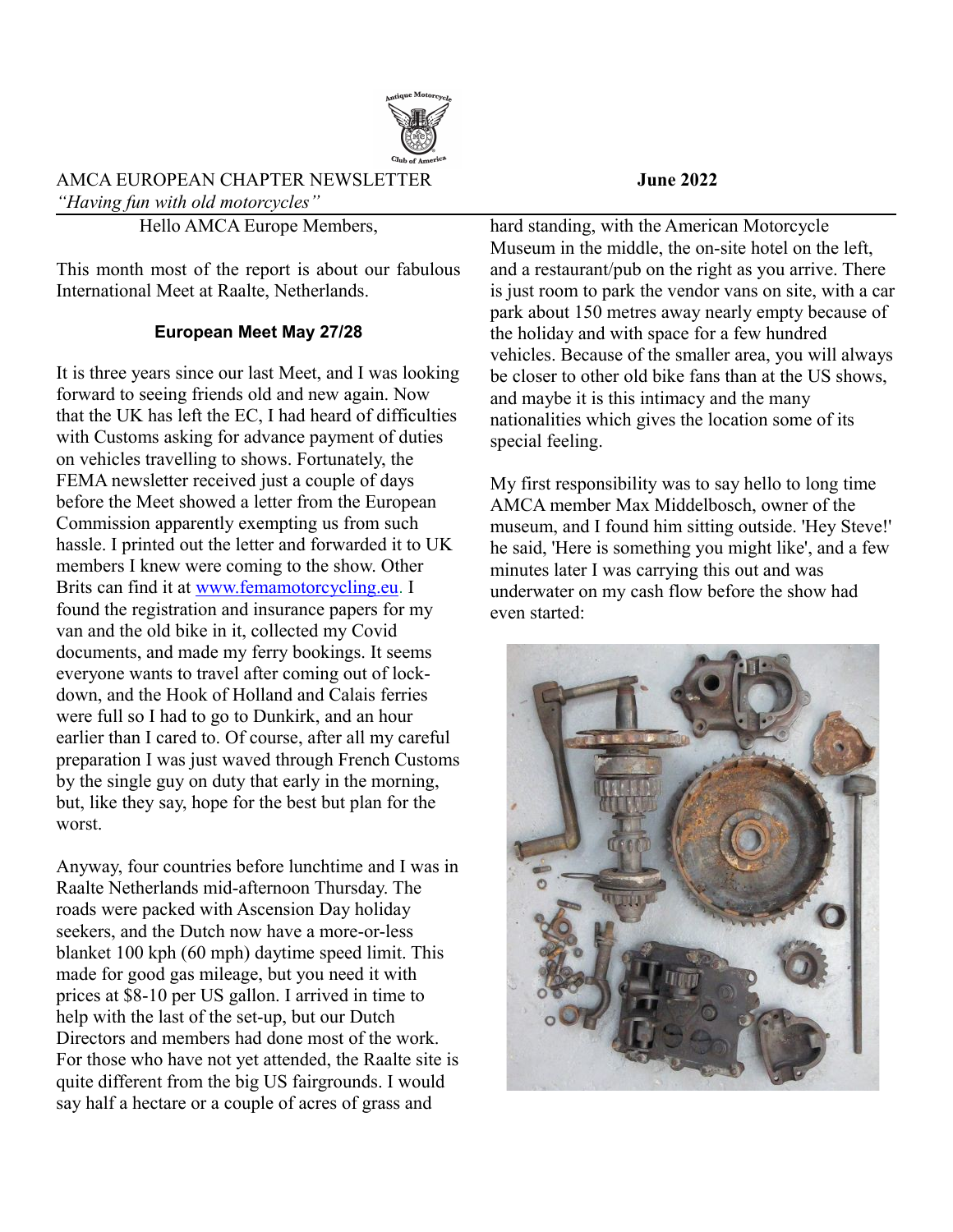AMCA EUROPEAN CHAPTER NEWSLETTER **June 2022**

*"Having fun with old motorcycles"*

Hello AMCA Europe Members,

This month most of the report is about our fabulous International Meet at Raalte, Netherlands.

### European Meet May 27/28

It is three years since our last Meet, and I was looking forward to seeing friends old and new again. Now that the UK has left the EC, I had heard of difficulties with Customs asking for advance payment of duties on vehicles travelling to shows. Fortunately, the FEMA newsletter received just a couple of days before the Meet showed a letter from the European Commission apparently exempting us from such hassle. I printed out the letter and forwarded it to UK members I knew were coming to the show. Other Brits can find it at www.femamotorcycling.eu. I found the registration and insurance papers for my van and the old bike in it, collected my Covid documents, and made my ferry bookings. It seems everyone wants to travel after coming out of lock-down, and the Hook of Holland and Calais ferries were full so I had to go to Dunkirk, and an hour earlier than I cared to. Of course, after all my careful preparation I was just waved through French Customs by the single guy on duty that early in the morning, but, like they say, hope for the best but plan for the worst.

Anyway, four countries before lunchtime and I was in Raalte Netherlands mid-afternoon Thursday. The roads were packed with Ascension Day holiday seekers, and the Dutch now have a more-or-less blanket 100 kph (60 mph) daytime speed limit. This made for good gas mileage, but you need it with prices at $8-10 per US gallon. I arrived in time to help with the last of the set-up, but our Dutch Directors and members had done most of the work. For those who have not yet attended, the Raalte site is quite different from the big US fairgrounds. I would say half a hectare or a couple of acres of grass and hard standing, with the American Motorcycle Museum in the middle, the on-site hotel on the left, and a restaurant/pub on the right as you arrive. There is just room to park the vendor vans on site, with a car park about 150 metres away nearly empty because of the holiday and with space for a few hundred vehicles. Because of the smaller area, you will always be closer to other old bike fans than at the US shows, and maybe it is this intimacy and the many nationalities which gives the location some of its special feeling.

My first responsibility was to say hello to long time AMCA member Max Middelbosch, owner of the museum, and I found him sitting outside. 'Hey Steve!' he said, 'Here is something you might like', and a few minutes later I was carrying this out and was underwater on my cash flow before the show had even started: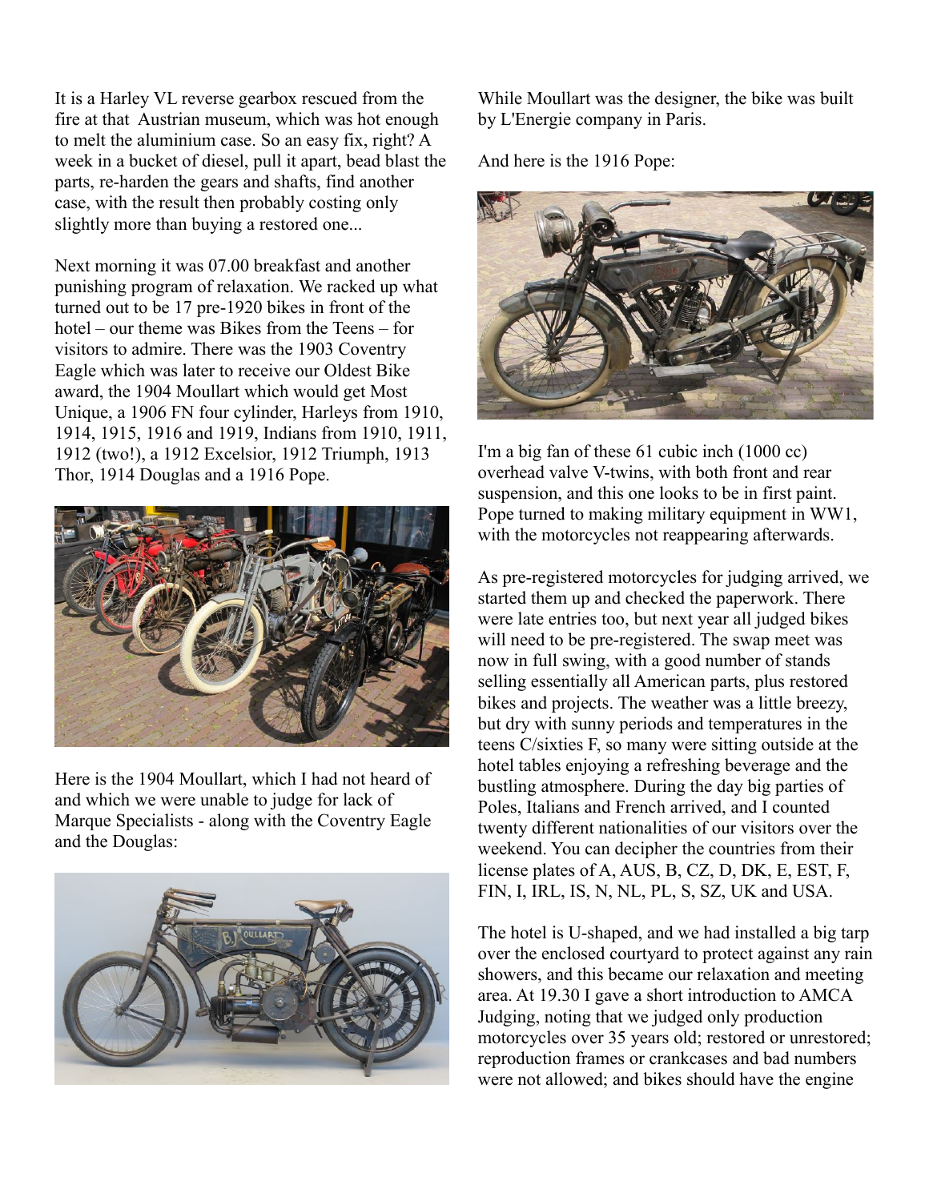It is a Harley VL reverse gearbox rescued from the fire at that Austrian museum, which was hot enough to melt the aluminium case. So an easy fix, right? A week in a bucket of diesel, pull it apart, bead blast the parts, re-harden the gears and shafts, find another case, with the result then probably costing only slightly more than buying a restored one...

Next morning it was 07.00 breakfast and another punishing program of relaxation. We racked up what turned out to be 17 pre-1920 bikes in front of the hotel – our theme was Bikes from the Teens – for visitors to admire. There was the 1903 Coventry Eagle which was later to receive our Oldest Bike award, the 1904 Moullart which would get Most Unique, a 1906 FN four cylinder, Harleys from 1910, 1914, 1915, 1916 and 1919, Indians from 1910, 1911, 1912 (two!), a 1912 Excelsior, 1912 Triumph, 1913 Thor, 1914 Douglas and a 1916 Pope.

Here is the 1904 Moullart, which I had not heard of and which we were unable to judge for lack of Marque Specialists - along with the Coventry Eagle and the Douglas:

While Moullart was the designer, the bike was built by L'Energie company in Paris.

And here is the 1916 Pope:

I'm a big fan of these 61 cubic inch (1000 cc) overhead valve V-twins, with both front and rear suspension, and this one looks to be in first paint. Pope turned to making military equipment in WW1, with the motorcycles not reappearing afterwards.

As pre-registered motorcycles for judging arrived, we started them up and checked the paperwork. There were late entries too, but next year all judged bikes will need to be pre-registered. The swap meet was now in full swing, with a good number of stands selling essentially all American parts, plus restored bikes and projects. The weather was a little breezy, but dry with sunny periods and temperatures in the teens C/sixties F, so many were sitting outside at the hotel tables enjoying a refreshing beverage and the bustling atmosphere. During the day big parties of Poles, Italians and French arrived, and I counted twenty different nationalities of our visitors over the weekend. You can decipher the countries from their license plates of A, AUS, B, CZ, D, DK, E, EST, F, FIN, I, IRL, IS, N, NL, PL, S, SZ, UK and USA.

The hotel is U-shaped, and we had installed a big tarp over the enclosed courtyard to protect against any rain showers, and this became our relaxation and meeting area. At 19.30 I gave a short introduction to AMCA Judging, noting that we judged only production motorcycles over 35 years old; restored or unrestored; reproduction frames or crankcases and bad numbers were not allowed; and bikes should have the engine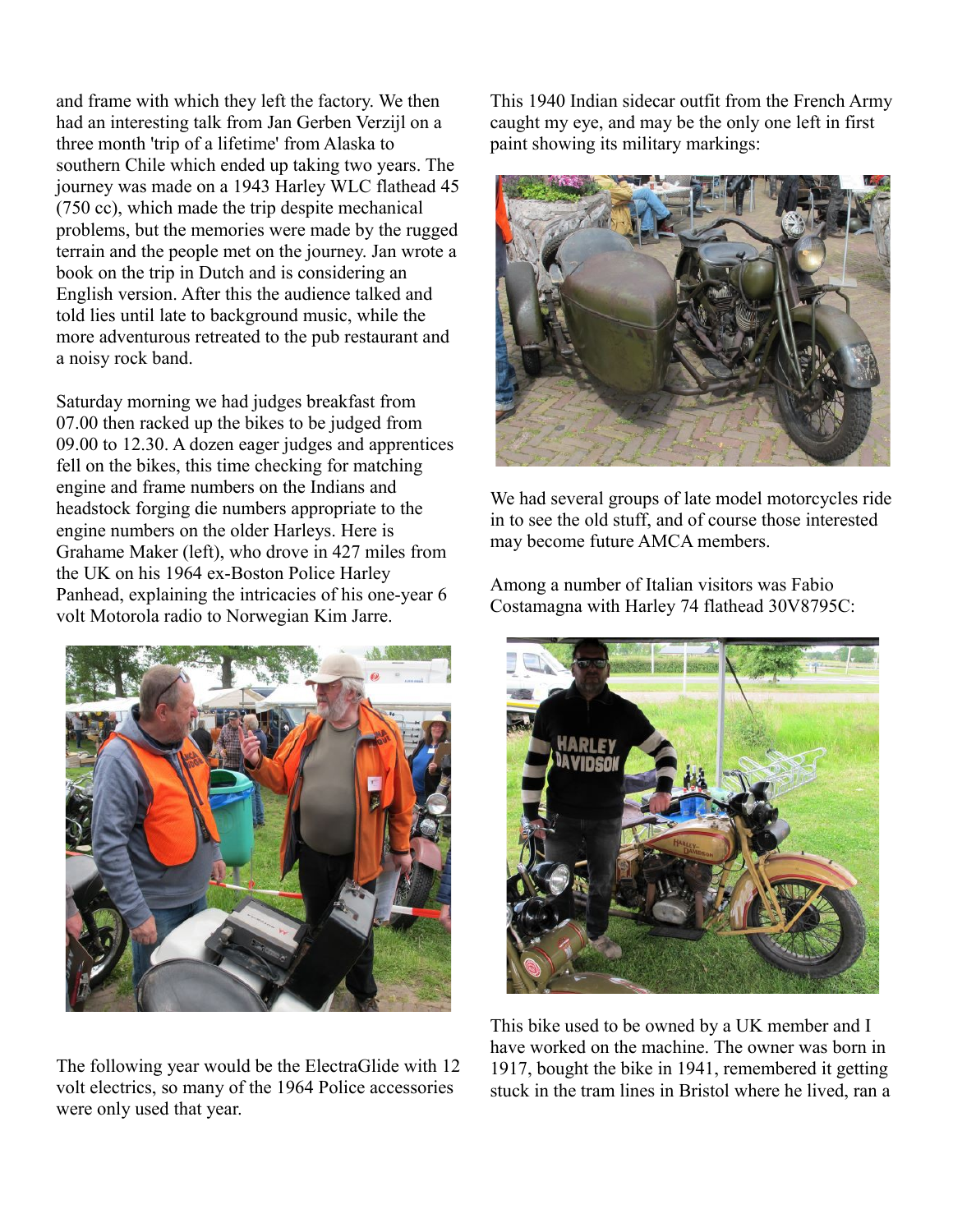and frame with which they left the factory. We then had an interesting talk from Jan Gerben Verzijl on a three month 'trip of a lifetime' from Alaska to southern Chile which ended up taking two years. The journey was made on a 1943 Harley WLC flathead 45 (750 cc), which made the trip despite mechanical problems, but the memories were made by the rugged terrain and the people met on the journey. Jan wrote a book on the trip in Dutch and is considering an English version. After this the audience talked and told lies until late to background music, while the more adventurous retreated to the pub restaurant and a noisy rock band.

Saturday morning we had judges breakfast from 07.00 then racked up the bikes to be judged from 09.00 to 12.30. A dozen eager judges and apprentices fell on the bikes, this time checking for matching engine and frame numbers on the Indians and headstock forging die numbers appropriate to the engine numbers on the older Harleys. Here is Grahame Maker (left), who drove in 427 miles from the UK on his 1964 ex-Boston Police Harley Panhead, explaining the intricacies of his one-year 6 volt Motorola radio to Norwegian Kim Jarre.

The following year would be the ElectraGlide with 12 volt electrics, so many of the 1964 Police accessories were only used that year.

This 1940 Indian sidecar outfit from the French Army caught my eye, and may be the only one left in first paint showing its military markings:

We had several groups of late model motorcycles ride in to see the old stuff, and of course those interested may become future AMCA members.

Among a number of Italian visitors was Fabio Costamagna with Harley 74 flathead 30V8795C:

This bike used to be owned by a UK member and I have worked on the machine. The owner was born in 1917, bought the bike in 1941, remembered it getting stuck in the tram lines in Bristol where he lived, ran a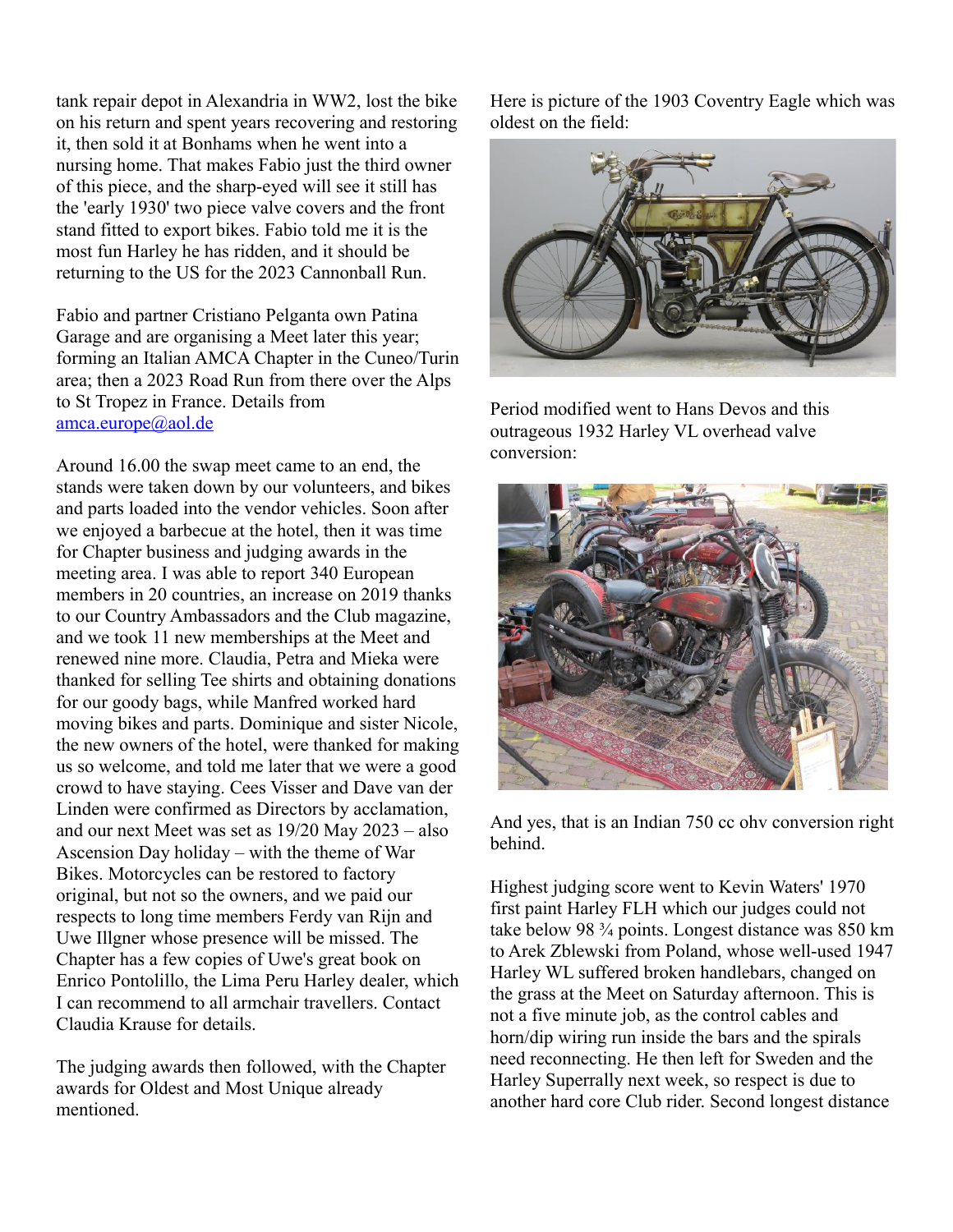tank repair depot in Alexandria in WW2, lost the bike on his return and spent years recovering and restoring it, then sold it at Bonhams when he went into a nursing home. That makes Fabio just the third owner of this piece, and the sharp-eyed will see it still has the 'early 1930' two piece valve covers and the front stand fitted to export bikes. Fabio told me it is the most fun Harley he has ridden, and it should be returning to the US for the 2023 Cannonball Run.

Fabio and partner Cristiano Pelganta own Patina Garage and are organising a Meet later this year; forming an Italian AMCA Chapter in the Cuneo/Turin area; then a 2023 Road Run from there over the Alps to St Tropez in France. Details from amca.europe@aol.de

Around 16.00 the swap meet came to an end, the stands were taken down by our volunteers, and bikes and parts loaded into the vendor vehicles. Soon after we enjoyed a barbecue at the hotel, then it was time for Chapter business and judging awards in the meeting area. I was able to report 340 European members in 20 countries, an increase on 2019 thanks to our Country Ambassadors and the Club magazine, and we took 11 new memberships at the Meet and renewed nine more. Claudia, Petra and Mieka were thanked for selling Tee shirts and obtaining donations for our goody bags, while Manfred worked hard moving bikes and parts. Dominique and sister Nicole, the new owners of the hotel, were thanked for making us so welcome, and told me later that we were a good crowd to have staying. Cees Visser and Dave van der Linden were confirmed as Directors by acclamation, and our next Meet was set as 19/20 May 2023 – also Ascension Day holiday – with the theme of War Bikes. Motorcycles can be restored to factory original, but not so the owners, and we paid our respects to long time members Ferdy van Rijn and Uwe Illgner whose presence will be missed. The Chapter has a few copies of Uwe's great book on Enrico Pontolillo, the Lima Peru Harley dealer, which I can recommend to all armchair travellers. Contact Claudia Krause for details.

The judging awards then followed, with the Chapter awards for Oldest and Most Unique already mentioned.

Here is picture of the 1903 Coventry Eagle which was oldest on the field:

Period modified went to Hans Devos and this outrageous 1932 Harley VL overhead valve conversion:

And yes, that is an Indian 750 cc ohv conversion right behind.

Highest judging score went to Kevin Waters' 1970 first paint Harley FLH which our judges could not take below 98 ¾ points. Longest distance was 850 km to Arek Zblewski from Poland, whose well-used 1947 Harley WL suffered broken handlebars, changed on the grass at the Meet on Saturday afternoon. This is not a five minute job, as the control cables and horn/dip wiring run inside the bars and the spirals need reconnecting. He then left for Sweden and the Harley Superrally next week, so respect is due to another hard core Club rider. Second longest distance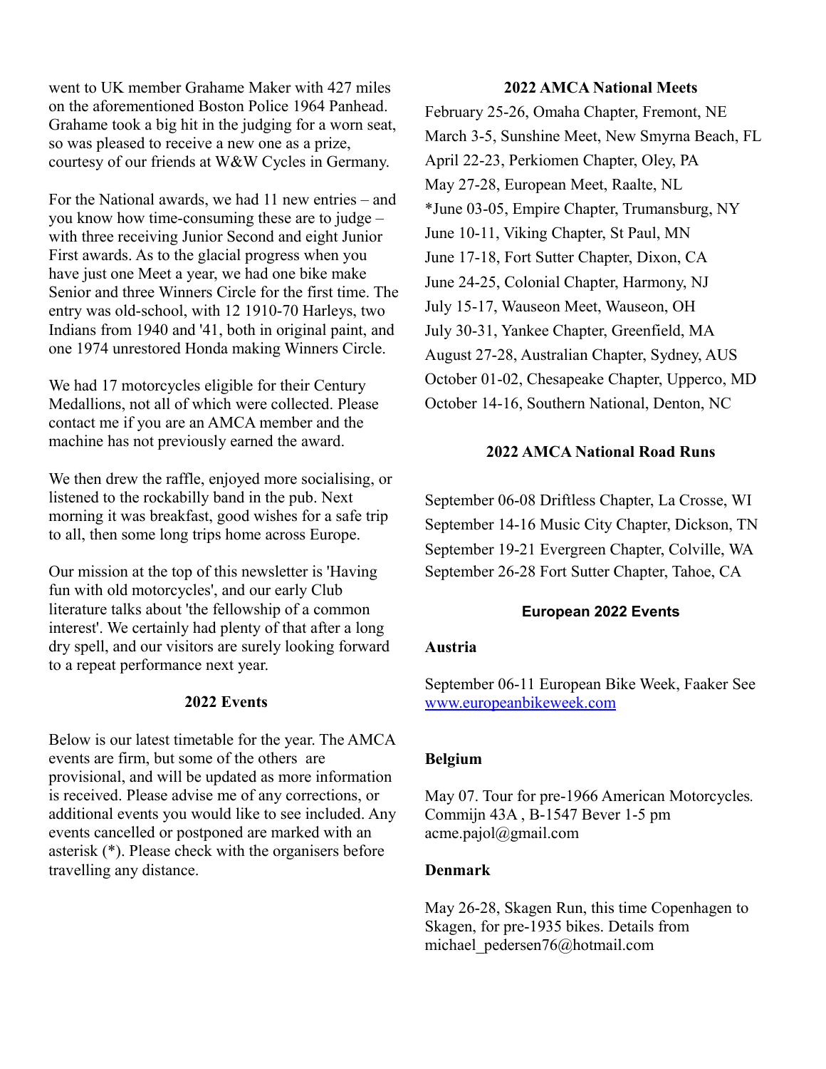went to UK member Grahame Maker with 427 miles on the aforementioned Boston Police 1964 Panhead. Grahame took a big hit in the judging for a worn seat, so was pleased to receive a new one as a prize, courtesy of our friends at W&W Cycles in Germany.

For the National awards, we had 11 new entries – and you know how time-consuming these are to judge – with three receiving Junior Second and eight Junior First awards. As to the glacial progress when you have just one Meet a year, we had one bike make Senior and three Winners Circle for the first time. The entry was old-school, with 12 1910-70 Harleys, two Indians from 1940 and '41, both in original paint, and one 1974 unrestored Honda making Winners Circle.

We had 17 motorcycles eligible for their Century Medallions, not all of which were collected. Please contact me if you are an AMCA member and the machine has not previously earned the award.

We then drew the raffle, enjoyed more socialising, or listened to the rockabilly band in the pub. Next morning it was breakfast, good wishes for a safe trip to all, then some long trips home across Europe.

Our mission at the top of this newsletter is 'Having fun with old motorcycles', and our early Club literature talks about 'the fellowship of a common interest'. We certainly had plenty of that after a long dry spell, and our visitors are surely looking forward to a repeat performance next year.

## 2022 Events

Below is our latest timetable for the year. The AMCA events are firm, but some of the others are provisional, and will be updated as more information is received. Please advise me of any corrections, or additional events you would like to see included. Any events cancelled or postponed are marked with an asterisk (*). Please check with the organisers before travelling any distance.

## 2022 AMCA National Meets

February 25-26, Omaha Chapter, Fremont, NE
March 3-5, Sunshine Meet, New Smyrna Beach, FL
April 22-23, Perkiomen Chapter, Oley, PA
May 27-28, European Meet, Raalte, NL
*June 03-05, Empire Chapter, Trumansburg, NY
June 10-11, Viking Chapter, St Paul, MN
June 17-18, Fort Sutter Chapter, Dixon, CA
June 24-25, Colonial Chapter, Harmony, NJ
July 15-17, Wauseon Meet, Wauseon, OH
July 30-31, Yankee Chapter, Greenfield, MA
August 27-28, Australian Chapter, Sydney, AUS
October 01-02, Chesapeake Chapter, Upperco, MD
October 14-16, Southern National, Denton, NC

## 2022 AMCA National Road Runs

September 06-08 Driftless Chapter, La Crosse, WI
September 14-16 Music City Chapter, Dickson, TN
September 19-21 Evergreen Chapter, Colville, WA
September 26-28 Fort Sutter Chapter, Tahoe, CA

## European 2022 Events

### Austria

September 06-11 European Bike Week, Faaker See
www.europeanbikeweek.com

### Belgium

May 07. Tour for pre-1966 American Motorcycles. Commijn 43A , B-1547 Bever 1-5 pm
acme.pajol@gmail.com

### Denmark

May 26-28, Skagen Run, this time Copenhagen to Skagen, for pre-1935 bikes. Details from michael_pedersen76@hotmail.com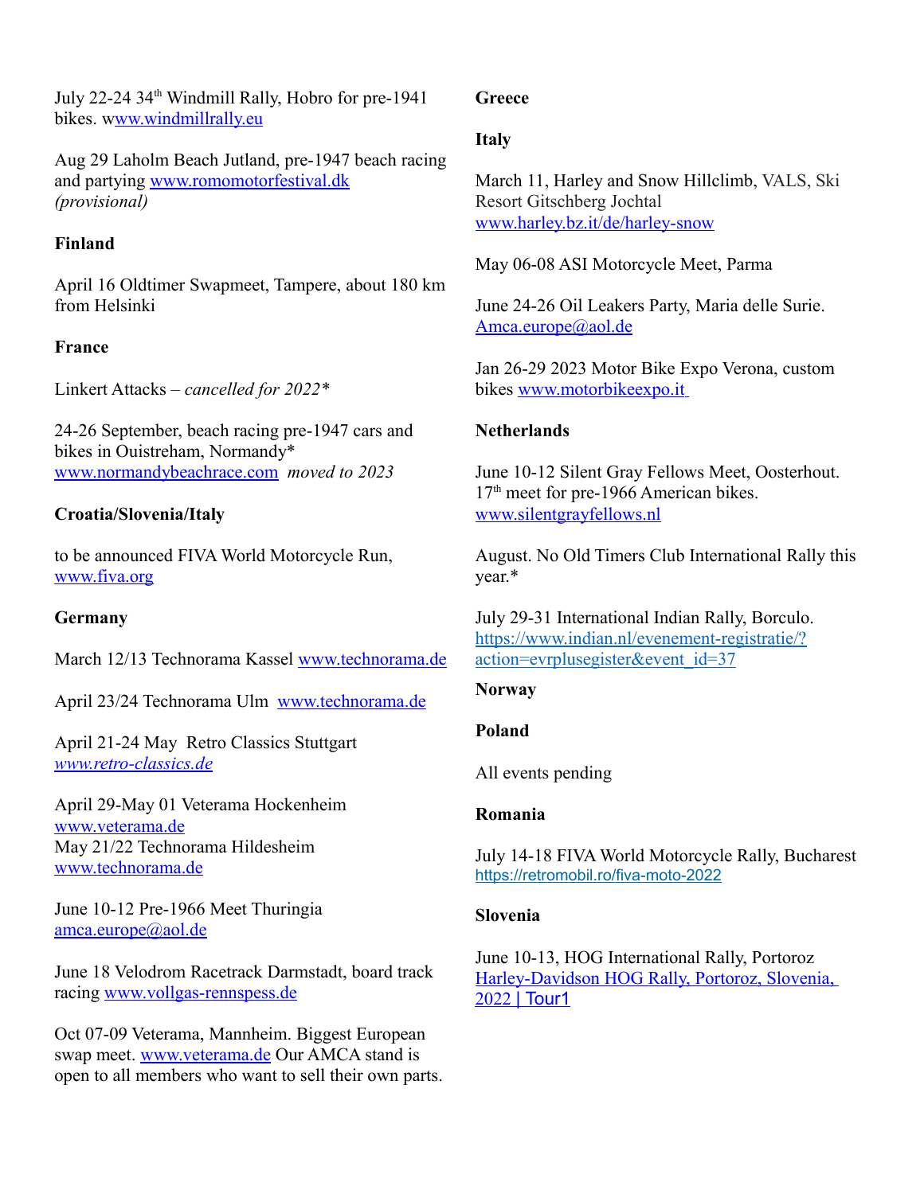July 22-24 34th Windmill Rally, Hobro for pre-1941 bikes. w[ww.windmillrally.eu](http://www.windmillrally.eu)

Aug 29 Laholm Beach Jutland, pre-1947 beach racing and partying [www.romomotorfestival.dk](http://www.romomotorfestival.dk) *(provisional)*

**Finland**

April 16 Oldtimer Swapmeet, Tampere, about 180 km from Helsinki

**France**

Linkert Attacks – *cancelled for 2022**

24-26 September, beach racing pre-1947 cars and bikes in Ouistreham, Normandy* [www.normandybeachrace.com](http://www.normandybeachrace.com) *moved to 2023*

**Croatia/Slovenia/Italy**

to be announced FIVA World Motorcycle Run, [www.fiva.org](http://www.fiva.org)

**Germany**

March 12/13 Technorama Kassel [www.technorama.de](http://www.technorama.de)

April 23/24 Technorama Ulm [www.technorama.de](http://www.technorama.de)

April 21-24 May Retro Classics Stuttgart *[www.retro-classics.de](http://www.retro-classics.de)*

April 29-May 01 Veterama Hockenheim [www.veterama.de](http://www.veterama.de)
May 21/22 Technorama Hildesheim [www.technorama.de](http://www.technorama.de)

June 10-12 Pre-1966 Meet Thuringia [amca.europe@aol.de](mailto:amca.europe@aol.de)

June 18 Velodrom Racetrack Darmstadt, board track racing [www.vollgas-rennspess.de](http://www.vollgas-rennspess.de)

Oct 07-09 Veterama, Mannheim. Biggest European swap meet. [www.veterama.de](http://www.veterama.de) Our AMCA stand is open to all members who want to sell their own parts.

**Greece**

**Italy**

March 11, Harley and Snow Hillclimb, VALS, Ski Resort Gitschberg Jochtal [www.harley.bz.it/de/harley-snow](http://www.harley.bz.it/de/harley-snow)

May 06-08 ASI Motorcycle Meet, Parma

June 24-26 Oil Leakers Party, Maria delle Surie. [Amca.europe@aol.de](mailto:Amca.europe@aol.de)

Jan 26-29 2023 Motor Bike Expo Verona, custom bikes [www.motorbikeexpo.it](http://www.motorbikeexpo.it)

**Netherlands**

June 10-12 Silent Gray Fellows Meet, Oosterhout. 17th meet for pre-1966 American bikes. [www.silentgrayfellows.nl](http://www.silentgrayfellows.nl)

August. No Old Timers Club International Rally this year.*

July 29-31 International Indian Rally, Borculo. [https://www.indian.nl/evenement-registratie/?action=evrplusegister&event_id=37](https://www.indian.nl/evenement-registratie/?action=evrplusegister&event_id=37)

**Norway**

**Poland**

All events pending

**Romania**

July 14-18 FIVA World Motorcycle Rally, Bucharest [https://retromobil.ro/fiva-moto-2022](https://retromobil.ro/fiva-moto-2022)

**Slovenia**

June 10-13, HOG International Rally, Portoroz [Harley-Davidson HOG Rally, Portoroz, Slovenia, 2022 | Tour1]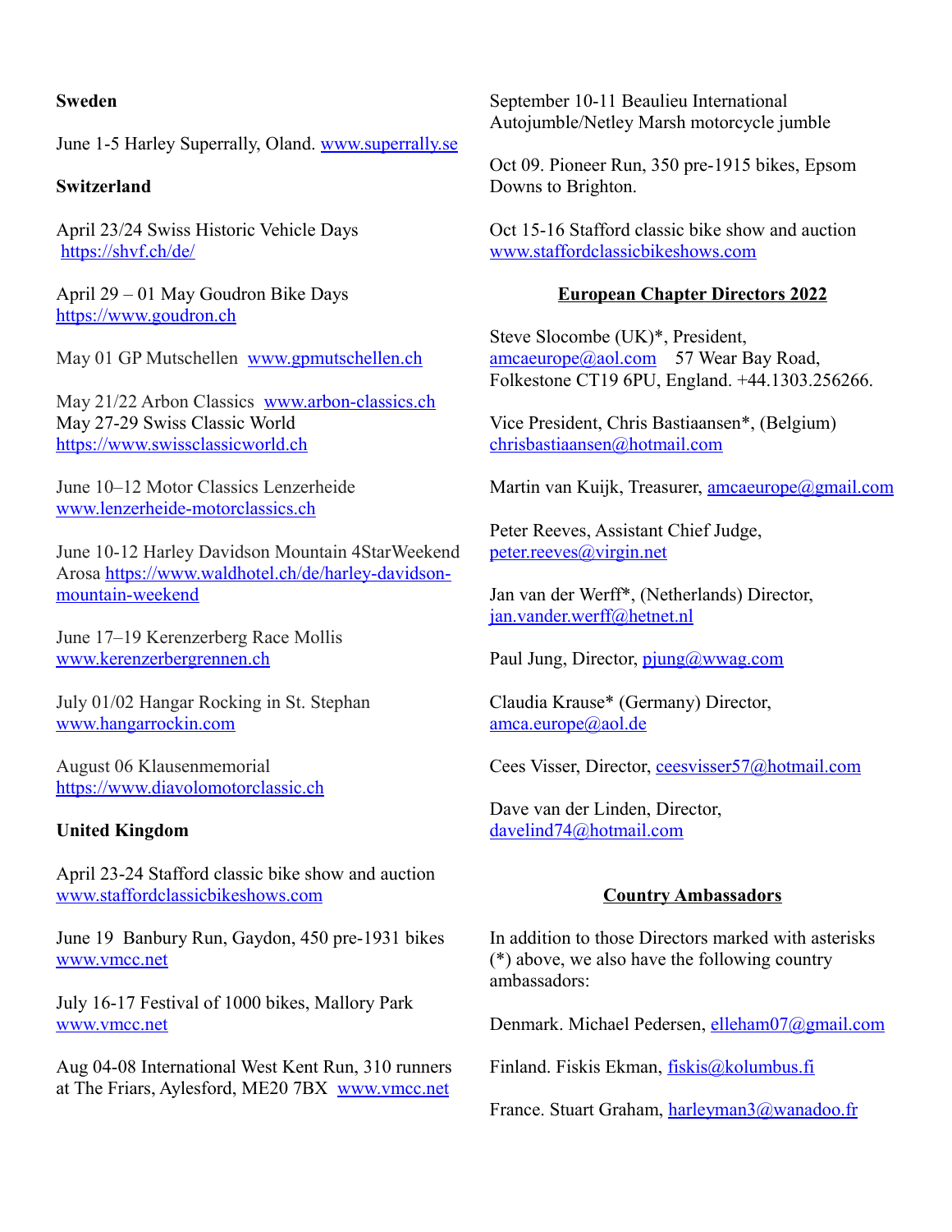**Sweden**

June 1-5 Harley Superrally, Oland. www.superrally.se

**Switzerland**

April 23/24 Swiss Historic Vehicle Days https://shvf.ch/de/

April 29 – 01 May Goudron Bike Days https://www.goudron.ch

May 01 GP Mutschellen www.gpmutschellen.ch

May 21/22 Arbon Classics www.arbon-classics.ch
May 27-29 Swiss Classic World https://www.swissclassicworld.ch

June 10–12 Motor Classics Lenzerheide www.lenzerheide-motorclassics.ch

June 10-12 Harley Davidson Mountain 4StarWeekend Arosa https://www.waldhotel.ch/de/harley-davidson-mountain-weekend

June 17–19 Kerenzerberg Race Mollis www.kerenzerbergrennen.ch

July 01/02 Hangar Rocking in St. Stephan www.hangarrockin.com

August 06 Klausenmemorial https://www.diavolomotorclassic.ch

**United Kingdom**

April 23-24 Stafford classic bike show and auction www.staffordclassicbikeshows.com

June 19 Banbury Run, Gaydon, 450 pre-1931 bikes www.vmcc.net

July 16-17 Festival of 1000 bikes, Mallory Park www.vmcc.net

Aug 04-08 International West Kent Run, 310 runners at The Friars, Aylesford, ME20 7BX www.vmcc.net

September 10-11 Beaulieu International Autojumble/Netley Marsh motorcycle jumble

Oct 09. Pioneer Run, 350 pre-1915 bikes, Epsom Downs to Brighton.

Oct 15-16 Stafford classic bike show and auction www.staffordclassicbikeshows.com

## European Chapter Directors 2022

Steve Slocombe (UK)*, President, amcaeurope@aol.com 57 Wear Bay Road, Folkestone CT19 6PU, England. +44.1303.256266.

Vice President, Chris Bastiaansen*, (Belgium) chrisbastiaansen@hotmail.com

Martin van Kuijk, Treasurer, amcaeurope@gmail.com

Peter Reeves, Assistant Chief Judge, peter.reeves@virgin.net

Jan van der Werff*, (Netherlands) Director, jan.vander.werff@hetnet.nl

Paul Jung, Director, pjung@wwag.com

Claudia Krause* (Germany) Director, amca.europe@aol.de

Cees Visser, Director, ceesvisser57@hotmail.com

Dave van der Linden, Director, davelind74@hotmail.com

## Country Ambassadors

In addition to those Directors marked with asterisks (*) above, we also have the following country ambassadors:

Denmark. Michael Pedersen, elleham07@gmail.com

Finland. Fiskis Ekman, fiskis@kolumbus.fi

France. Stuart Graham, harleyman3@wanadoo.fr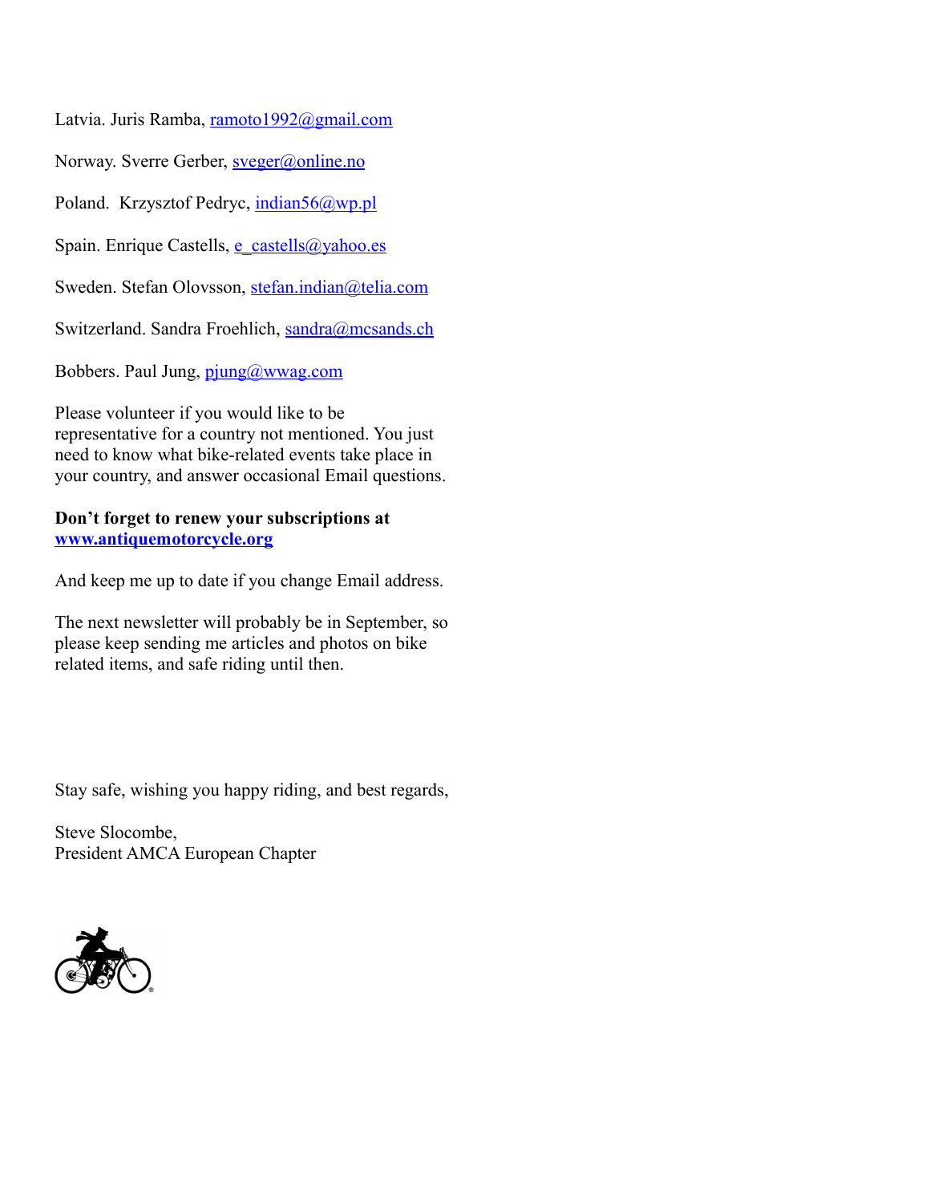Latvia. Juris Ramba, ramoto1992@gmail.com

Norway. Sverre Gerber, sveger@online.no

Poland. Krzysztof Pedryc, indian56@wp.pl

Spain. Enrique Castells, e_castells@yahoo.es

Sweden. Stefan Olovsson, stefan.indian@telia.com

Switzerland. Sandra Froehlich, sandra@mcsands.ch

Bobbers. Paul Jung, pjung@wwag.com

Please volunteer if you would like to be representative for a country not mentioned. You just need to know what bike-related events take place in your country, and answer occasional Email questions.

**Don't forget to renew your subscriptions at www.antiquemotorcycle.org**

And keep me up to date if you change Email address.

The next newsletter will probably be in September, so please keep sending me articles and photos on bike related items, and safe riding until then.

Stay safe, wishing you happy riding, and best regards,

Steve Slocombe,
President AMCA European Chapter